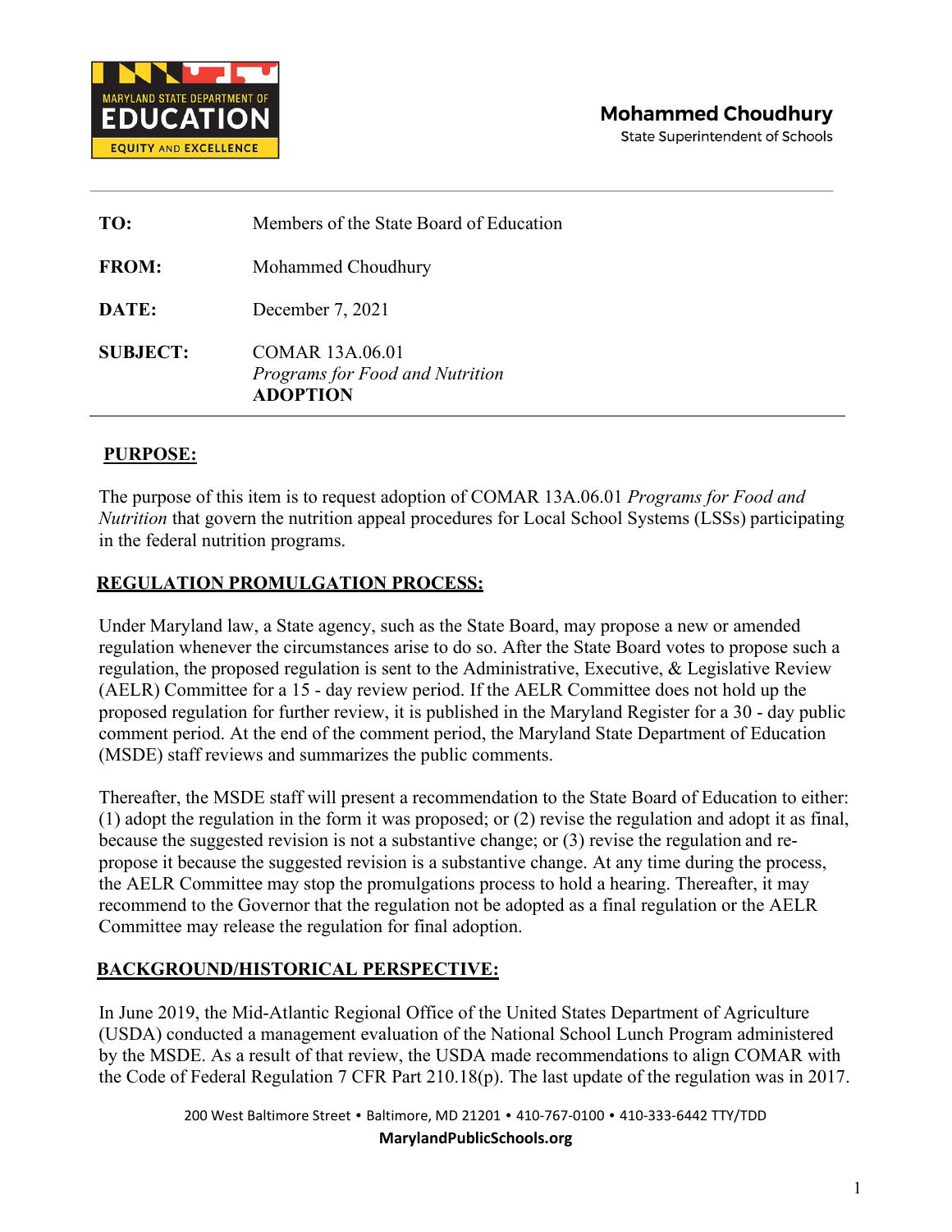MARYLAND STATE DEPARTMENT OF **EDUCATION**
EQUITY AND EXCELLENCE

**Mohammed Choudhury**
State Superintendent of Schools

| | |
|---|---|
| **TO:** | Members of the State Board of Education |
| **FROM:** | Mohammed Choudhury |
| **DATE:** | December 7, 2021 |
| **SUBJECT:** | COMAR 13A.06.01 *Programs for Food and Nutrition* **ADOPTION** |

## PURPOSE:

The purpose of this item is to request adoption of COMAR 13A.06.01 *Programs for Food and Nutrition* that govern the nutrition appeal procedures for Local School Systems (LSSs) participating in the federal nutrition programs.

## REGULATION PROMULGATION PROCESS:

Under Maryland law, a State agency, such as the State Board, may propose a new or amended regulation whenever the circumstances arise to do so. After the State Board votes to propose such a regulation, the proposed regulation is sent to the Administrative, Executive, & Legislative Review (AELR) Committee for a 15 - day review period. If the AELR Committee does not hold up the proposed regulation for further review, it is published in the Maryland Register for a 30 - day public comment period. At the end of the comment period, the Maryland State Department of Education (MSDE) staff reviews and summarizes the public comments.

Thereafter, the MSDE staff will present a recommendation to the State Board of Education to either: (1) adopt the regulation in the form it was proposed; or (2) revise the regulation and adopt it as final, because the suggested revision is not a substantive change; or (3) revise the regulation and re-propose it because the suggested revision is a substantive change. At any time during the process, the AELR Committee may stop the promulgations process to hold a hearing. Thereafter, it may recommend to the Governor that the regulation not be adopted as a final regulation or the AELR Committee may release the regulation for final adoption.

## BACKGROUND/HISTORICAL PERSPECTIVE:

In June 2019, the Mid-Atlantic Regional Office of the United States Department of Agriculture (USDA) conducted a management evaluation of the National School Lunch Program administered by the MSDE. As a result of that review, the USDA made recommendations to align COMAR with the Code of Federal Regulation 7 CFR Part 210.18(p). The last update of the regulation was in 2017.

200 West Baltimore Street • Baltimore, MD 21201 • 410-767-0100 • 410-333-6442 TTY/TDD
**MarylandPublicSchools.org**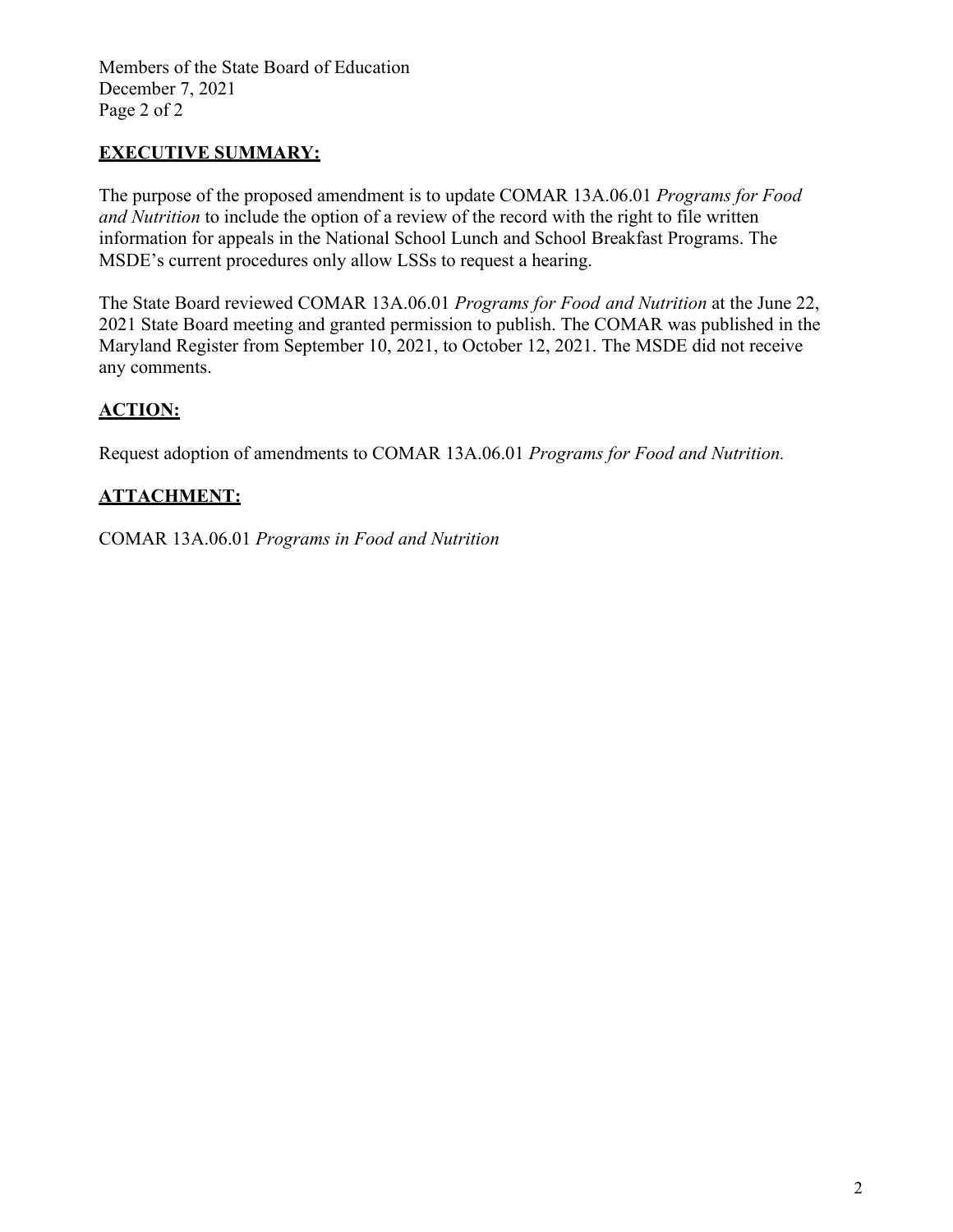## **EXECUTIVE SUMMARY:**

The purpose of the proposed amendment is to update COMAR 13A.06.01 *Programs for Food and Nutrition* to include the option of a review of the record with the right to file written information for appeals in the National School Lunch and School Breakfast Programs. The MSDE's current procedures only allow LSSs to request a hearing.

The State Board reviewed COMAR 13A.06.01 *Programs for Food and Nutrition* at the June 22, 2021 State Board meeting and granted permission to publish. The COMAR was published in the Maryland Register from September 10, 2021, to October 12, 2021. The MSDE did not receive any comments.

## **ACTION:**

Request adoption of amendments to COMAR 13A.06.01 *Programs for Food and Nutrition.*

## **ATTACHMENT:**

COMAR 13A.06.01 *Programs in Food and Nutrition*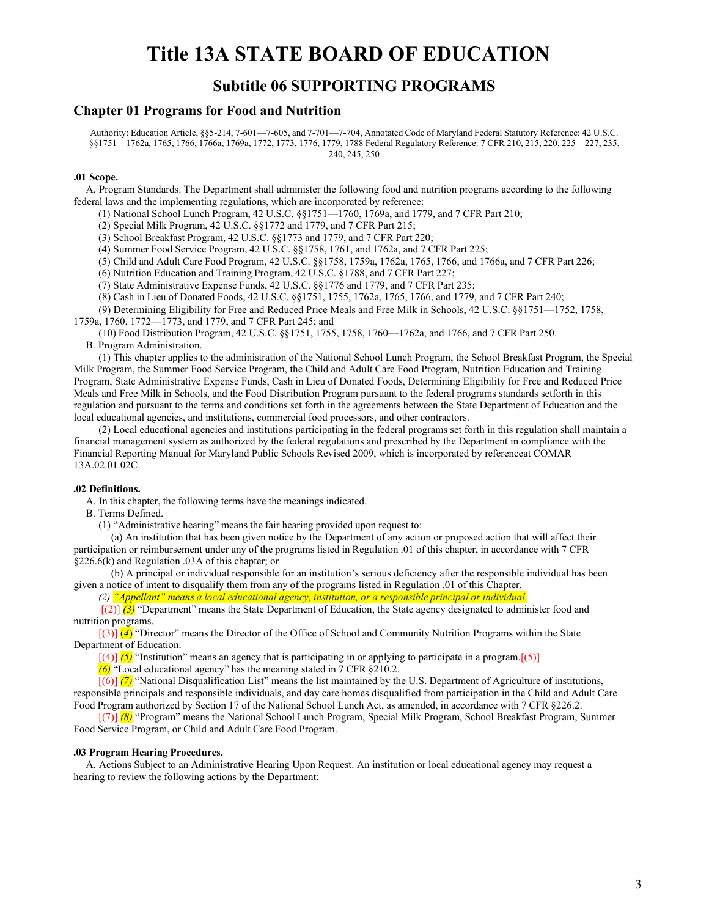# Title 13A STATE BOARD OF EDUCATION

## Subtitle 06 SUPPORTING PROGRAMS

### Chapter 01 Programs for Food and Nutrition

Authority: Education Article, §§5-214, 7-601—7-605, and 7-701—7-704, Annotated Code of Maryland Federal Statutory Reference: 42 U.S.C. §§1751—1762a, 1765, 1766, 1766a, 1769a, 1772, 1773, 1776, 1779, 1788 Federal Regulatory Reference: 7 CFR 210, 215, 220, 225—227, 235, 240, 245, 250

**.01 Scope.**

A. Program Standards. The Department shall administer the following food and nutrition programs according to the following federal laws and the implementing regulations, which are incorporated by reference:

(1) National School Lunch Program, 42 U.S.C. §§1751—1760, 1769a, and 1779, and 7 CFR Part 210;

(2) Special Milk Program, 42 U.S.C. §§1772 and 1779, and 7 CFR Part 215;

(3) School Breakfast Program, 42 U.S.C. §§1773 and 1779, and 7 CFR Part 220;

(4) Summer Food Service Program, 42 U.S.C. §§1758, 1761, and 1762a, and 7 CFR Part 225;

(5) Child and Adult Care Food Program, 42 U.S.C. §§1758, 1759a, 1762a, 1765, 1766, and 1766a, and 7 CFR Part 226;

(6) Nutrition Education and Training Program, 42 U.S.C. §1788, and 7 CFR Part 227;

(7) State Administrative Expense Funds, 42 U.S.C. §§1776 and 1779, and 7 CFR Part 235;

(8) Cash in Lieu of Donated Foods, 42 U.S.C. §§1751, 1755, 1762a, 1765, 1766, and 1779, and 7 CFR Part 240;

(9) Determining Eligibility for Free and Reduced Price Meals and Free Milk in Schools, 42 U.S.C. §§1751—1752, 1758, 1759a, 1760, 1772—1773, and 1779, and 7 CFR Part 245; and

(10) Food Distribution Program, 42 U.S.C. §§1751, 1755, 1758, 1760—1762a, and 1766, and 7 CFR Part 250.

B. Program Administration.

(1) This chapter applies to the administration of the National School Lunch Program, the School Breakfast Program, the Special Milk Program, the Summer Food Service Program, the Child and Adult Care Food Program, Nutrition Education and Training Program, State Administrative Expense Funds, Cash in Lieu of Donated Foods, Determining Eligibility for Free and Reduced Price Meals and Free Milk in Schools, and the Food Distribution Program pursuant to the federal programs standards setforth in this regulation and pursuant to the terms and conditions set forth in the agreements between the State Department of Education and the local educational agencies, and institutions, commercial food processors, and other contractors.

(2) Local educational agencies and institutions participating in the federal programs set forth in this regulation shall maintain a financial management system as authorized by the federal regulations and prescribed by the Department in compliance with the Financial Reporting Manual for Maryland Public Schools Revised 2009, which is incorporated by referenceat COMAR 13A.02.01.02C.

**.02 Definitions.**

A. In this chapter, the following terms have the meanings indicated.

B. Terms Defined.

(1) "Administrative hearing" means the fair hearing provided upon request to:

(a) An institution that has been given notice by the Department of any action or proposed action that will affect their participation or reimbursement under any of the programs listed in Regulation .01 of this chapter, in accordance with 7 CFR §226.6(k) and Regulation .03A of this chapter; or

(b) A principal or individual responsible for an institution's serious deficiency after the responsible individual has been given a notice of intent to disqualify them from any of the programs listed in Regulation .01 of this Chapter.

*(2) "Appellant" means a local educational agency, institution, or a responsible principal or individual.*

[(2)] *(3)* "Department" means the State Department of Education, the State agency designated to administer food and nutrition programs.

[(3)] *(4)* "Director" means the Director of the Office of School and Community Nutrition Programs within the State Department of Education.

[(4)] *(5)* "Institution" means an agency that is participating in or applying to participate in a program.[(5)]

*(6)* "Local educational agency" has the meaning stated in 7 CFR §210.2.

[(6)] *(7)* "National Disqualification List" means the list maintained by the U.S. Department of Agriculture of institutions, responsible principals and responsible individuals, and day care homes disqualified from participation in the Child and Adult Care Food Program authorized by Section 17 of the National School Lunch Act, as amended, in accordance with 7 CFR §226.2.

[(7)] *(8)* "Program" means the National School Lunch Program, Special Milk Program, School Breakfast Program, Summer Food Service Program, or Child and Adult Care Food Program.

**.03 Program Hearing Procedures.**

A. Actions Subject to an Administrative Hearing Upon Request. An institution or local educational agency may request a hearing to review the following actions by the Department: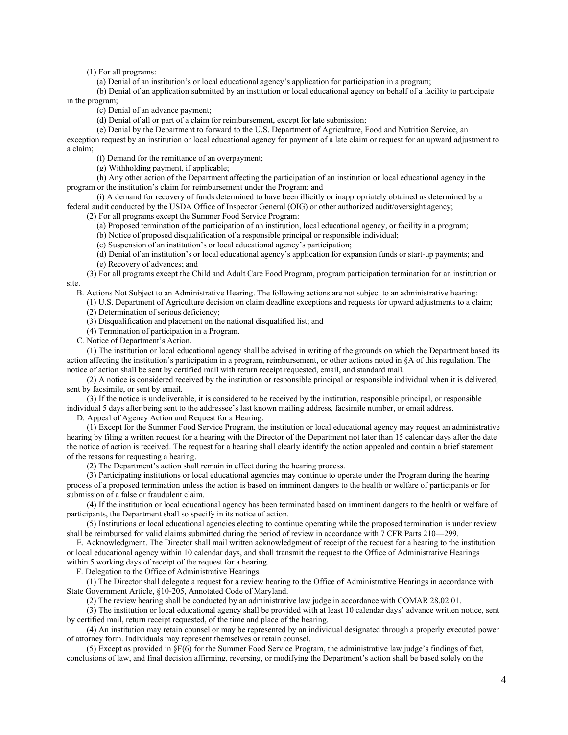(1) For all programs:

(a) Denial of an institution's or local educational agency's application for participation in a program;

(b) Denial of an application submitted by an institution or local educational agency on behalf of a facility to participate in the program;

(c) Denial of an advance payment;

(d) Denial of all or part of a claim for reimbursement, except for late submission;

(e) Denial by the Department to forward to the U.S. Department of Agriculture, Food and Nutrition Service, an exception request by an institution or local educational agency for payment of a late claim or request for an upward adjustment to a claim;

(f) Demand for the remittance of an overpayment;

(g) Withholding payment, if applicable;

(h) Any other action of the Department affecting the participation of an institution or local educational agency in the program or the institution's claim for reimbursement under the Program; and

(i) A demand for recovery of funds determined to have been illicitly or inappropriately obtained as determined by a federal audit conducted by the USDA Office of Inspector General (OIG) or other authorized audit/oversight agency;

(2) For all programs except the Summer Food Service Program:

(a) Proposed termination of the participation of an institution, local educational agency, or facility in a program;

(b) Notice of proposed disqualification of a responsible principal or responsible individual;

(c) Suspension of an institution's or local educational agency's participation;

(d) Denial of an institution's or local educational agency's application for expansion funds or start-up payments; and

(e) Recovery of advances; and

(3) For all programs except the Child and Adult Care Food Program, program participation termination for an institution or site.

B. Actions Not Subject to an Administrative Hearing. The following actions are not subject to an administrative hearing:

(1) U.S. Department of Agriculture decision on claim deadline exceptions and requests for upward adjustments to a claim;

(2) Determination of serious deficiency;

(3) Disqualification and placement on the national disqualified list; and

(4) Termination of participation in a Program.

C. Notice of Department's Action.

(1) The institution or local educational agency shall be advised in writing of the grounds on which the Department based its action affecting the institution's participation in a program, reimbursement, or other actions noted in §A of this regulation. The notice of action shall be sent by certified mail with return receipt requested, email, and standard mail.

(2) A notice is considered received by the institution or responsible principal or responsible individual when it is delivered, sent by facsimile, or sent by email.

(3) If the notice is undeliverable, it is considered to be received by the institution, responsible principal, or responsible individual 5 days after being sent to the addressee's last known mailing address, facsimile number, or email address.

D. Appeal of Agency Action and Request for a Hearing.

(1) Except for the Summer Food Service Program, the institution or local educational agency may request an administrative hearing by filing a written request for a hearing with the Director of the Department not later than 15 calendar days after the date the notice of action is received. The request for a hearing shall clearly identify the action appealed and contain a brief statement of the reasons for requesting a hearing.

(2) The Department's action shall remain in effect during the hearing process.

(3) Participating institutions or local educational agencies may continue to operate under the Program during the hearing process of a proposed termination unless the action is based on imminent dangers to the health or welfare of participants or for submission of a false or fraudulent claim.

(4) If the institution or local educational agency has been terminated based on imminent dangers to the health or welfare of participants, the Department shall so specify in its notice of action.

(5) Institutions or local educational agencies electing to continue operating while the proposed termination is under review shall be reimbursed for valid claims submitted during the period of review in accordance with 7 CFR Parts 210—299.

E. Acknowledgment. The Director shall mail written acknowledgment of receipt of the request for a hearing to the institution or local educational agency within 10 calendar days, and shall transmit the request to the Office of Administrative Hearings within 5 working days of receipt of the request for a hearing.

F. Delegation to the Office of Administrative Hearings.

(1) The Director shall delegate a request for a review hearing to the Office of Administrative Hearings in accordance with State Government Article, §10-205, Annotated Code of Maryland.

(2) The review hearing shall be conducted by an administrative law judge in accordance with COMAR 28.02.01.

(3) The institution or local educational agency shall be provided with at least 10 calendar days' advance written notice, sent by certified mail, return receipt requested, of the time and place of the hearing.

(4) An institution may retain counsel or may be represented by an individual designated through a properly executed power of attorney form. Individuals may represent themselves or retain counsel.

(5) Except as provided in §F(6) for the Summer Food Service Program, the administrative law judge's findings of fact, conclusions of law, and final decision affirming, reversing, or modifying the Department's action shall be based solely on the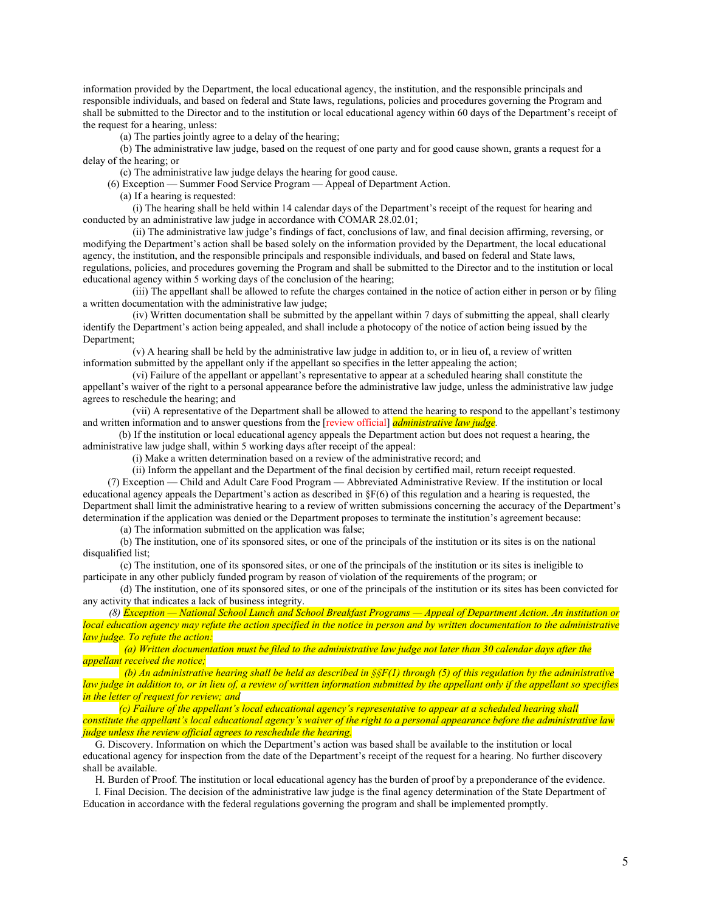information provided by the Department, the local educational agency, the institution, and the responsible principals and responsible individuals, and based on federal and State laws, regulations, policies and procedures governing the Program and shall be submitted to the Director and to the institution or local educational agency within 60 days of the Department's receipt of the request for a hearing, unless:

(a) The parties jointly agree to a delay of the hearing;

(b) The administrative law judge, based on the request of one party and for good cause shown, grants a request for a delay of the hearing; or

(c) The administrative law judge delays the hearing for good cause.

(6) Exception — Summer Food Service Program — Appeal of Department Action.

(a) If a hearing is requested:

(i) The hearing shall be held within 14 calendar days of the Department's receipt of the request for hearing and conducted by an administrative law judge in accordance with COMAR 28.02.01;

(ii) The administrative law judge's findings of fact, conclusions of law, and final decision affirming, reversing, or modifying the Department's action shall be based solely on the information provided by the Department, the local educational agency, the institution, and the responsible principals and responsible individuals, and based on federal and State laws, regulations, policies, and procedures governing the Program and shall be submitted to the Director and to the institution or local educational agency within 5 working days of the conclusion of the hearing;

(iii) The appellant shall be allowed to refute the charges contained in the notice of action either in person or by filing a written documentation with the administrative law judge;

(iv) Written documentation shall be submitted by the appellant within 7 days of submitting the appeal, shall clearly identify the Department's action being appealed, and shall include a photocopy of the notice of action being issued by the Department;

(v) A hearing shall be held by the administrative law judge in addition to, or in lieu of, a review of written information submitted by the appellant only if the appellant so specifies in the letter appealing the action;

(vi) Failure of the appellant or appellant's representative to appear at a scheduled hearing shall constitute the appellant's waiver of the right to a personal appearance before the administrative law judge, unless the administrative law judge agrees to reschedule the hearing; and

(vii) A representative of the Department shall be allowed to attend the hearing to respond to the appellant's testimony and written information and to answer questions from the [review official] *administrative law judge*.

(b) If the institution or local educational agency appeals the Department action but does not request a hearing, the administrative law judge shall, within 5 working days after receipt of the appeal:

(i) Make a written determination based on a review of the administrative record; and

(ii) Inform the appellant and the Department of the final decision by certified mail, return receipt requested.

(7) Exception — Child and Adult Care Food Program — Abbreviated Administrative Review. If the institution or local educational agency appeals the Department's action as described in §F(6) of this regulation and a hearing is requested, the Department shall limit the administrative hearing to a review of written submissions concerning the accuracy of the Department's determination if the application was denied or the Department proposes to terminate the institution's agreement because:

(a) The information submitted on the application was false;

(b) The institution, one of its sponsored sites, or one of the principals of the institution or its sites is on the national disqualified list;

(c) The institution, one of its sponsored sites, or one of the principals of the institution or its sites is ineligible to participate in any other publicly funded program by reason of violation of the requirements of the program; or

(d) The institution, one of its sponsored sites, or one of the principals of the institution or its sites has been convicted for any activity that indicates a lack of business integrity.

*(8) Exception — National School Lunch and School Breakfast Programs — Appeal of Department Action. An institution or local education agency may refute the action specified in the notice in person and by written documentation to the administrative law judge. To refute the action:*

*(a) Written documentation must be filed to the administrative law judge not later than 30 calendar days after the appellant received the notice;*

*(b) An administrative hearing shall be held as described in §§F(1) through (5) of this regulation by the administrative law judge in addition to, or in lieu of, a review of written information submitted by the appellant only if the appellant so specifies in the letter of request for review; and*

*(c) Failure of the appellant's local educational agency's representative to appear at a scheduled hearing shall constitute the appellant's local educational agency's waiver of the right to a personal appearance before the administrative law judge unless the review official agrees to reschedule the hearing.*

G. Discovery. Information on which the Department's action was based shall be available to the institution or local educational agency for inspection from the date of the Department's receipt of the request for a hearing. No further discovery shall be available.

H. Burden of Proof. The institution or local educational agency has the burden of proof by a preponderance of the evidence.

I. Final Decision. The decision of the administrative law judge is the final agency determination of the State Department of Education in accordance with the federal regulations governing the program and shall be implemented promptly.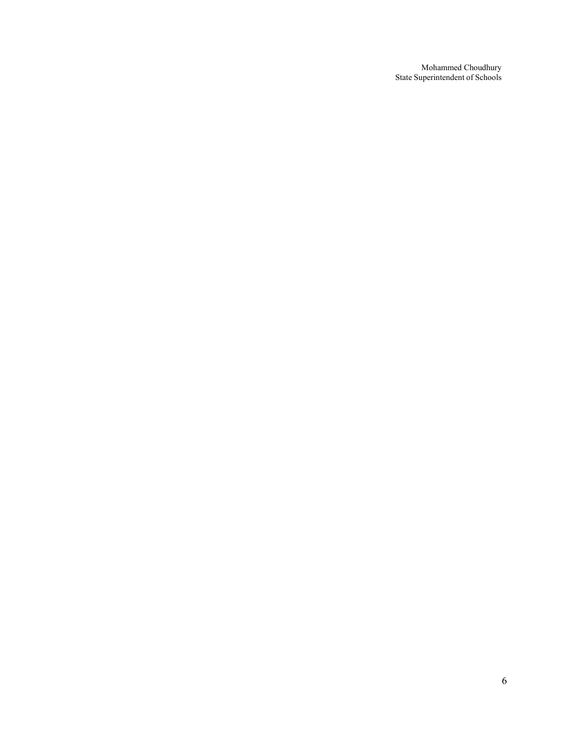Mohammed Choudhury
State Superintendent of Schools